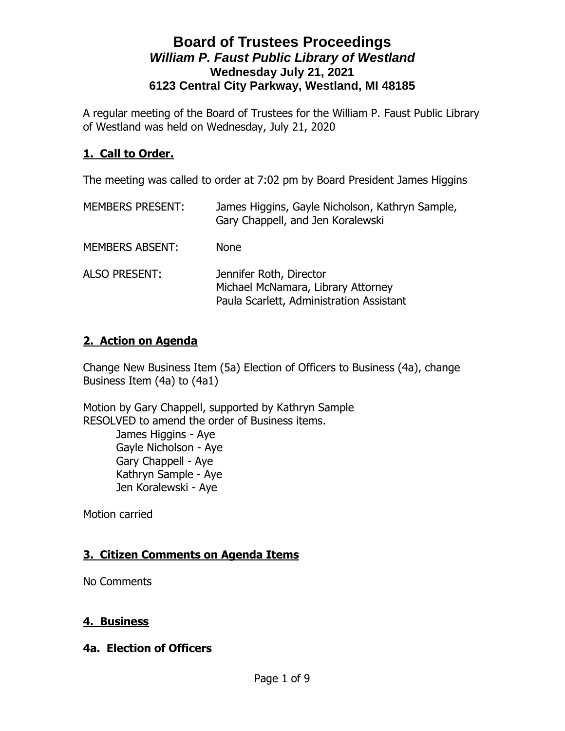# Board of Trustees Proceedings

## *William P. Faust Public Library of Westland*

### Wednesday July 21, 2021

### 6123 Central City Parkway, Westland, MI 48185

A regular meeting of the Board of Trustees for the William P. Faust Public Library of Westland was held on Wednesday, July 21, 2020

## 1. Call to Order.

The meeting was called to order at 7:02 pm by Board President James Higgins

| | |
|---|---|
| MEMBERS PRESENT: | James Higgins, Gayle Nicholson, Kathryn Sample, Gary Chappell, and Jen Koralewski |
| MEMBERS ABSENT: | None |
| ALSO PRESENT: | Jennifer Roth, Director<br>Michael McNamara, Library Attorney<br>Paula Scarlett, Administration Assistant |

## 2. Action on Agenda

Change New Business Item (5a) Election of Officers to Business (4a), change Business Item (4a) to (4a1)

Motion by Gary Chappell, supported by Kathryn Sample
RESOLVED to amend the order of Business items.

James Higgins - Aye
Gayle Nicholson - Aye
Gary Chappell - Aye
Kathryn Sample - Aye
Jen Koralewski - Aye

Motion carried

## 3. Citizen Comments on Agenda Items

No Comments

## 4. Business

### 4a. Election of Officers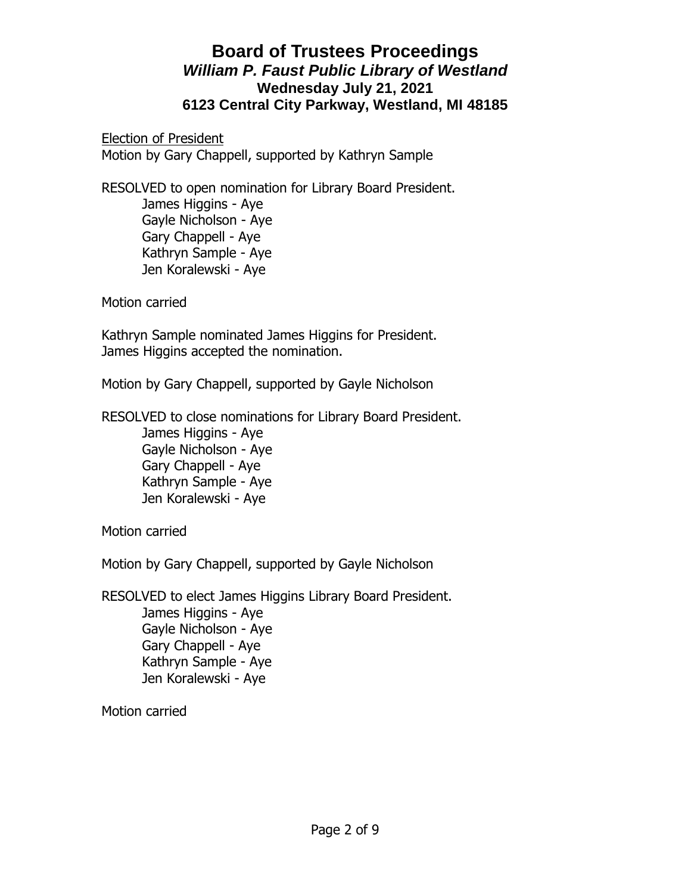# Board of Trustees Proceedings

## *William P. Faust Public Library of Westland*

### Wednesday July 21, 2021

### 6123 Central City Parkway, Westland, MI 48185

<u>Election of President</u>

Motion by Gary Chappell, supported by Kathryn Sample

RESOLVED to open nomination for Library Board President.

James Higgins - Aye
Gayle Nicholson - Aye
Gary Chappell - Aye
Kathryn Sample - Aye
Jen Koralewski - Aye

Motion carried

Kathryn Sample nominated James Higgins for President.
James Higgins accepted the nomination.

Motion by Gary Chappell, supported by Gayle Nicholson

RESOLVED to close nominations for Library Board President.

James Higgins - Aye
Gayle Nicholson - Aye
Gary Chappell - Aye
Kathryn Sample - Aye
Jen Koralewski - Aye

Motion carried

Motion by Gary Chappell, supported by Gayle Nicholson

RESOLVED to elect James Higgins Library Board President.

James Higgins - Aye
Gayle Nicholson - Aye
Gary Chappell - Aye
Kathryn Sample - Aye
Jen Koralewski - Aye

Motion carried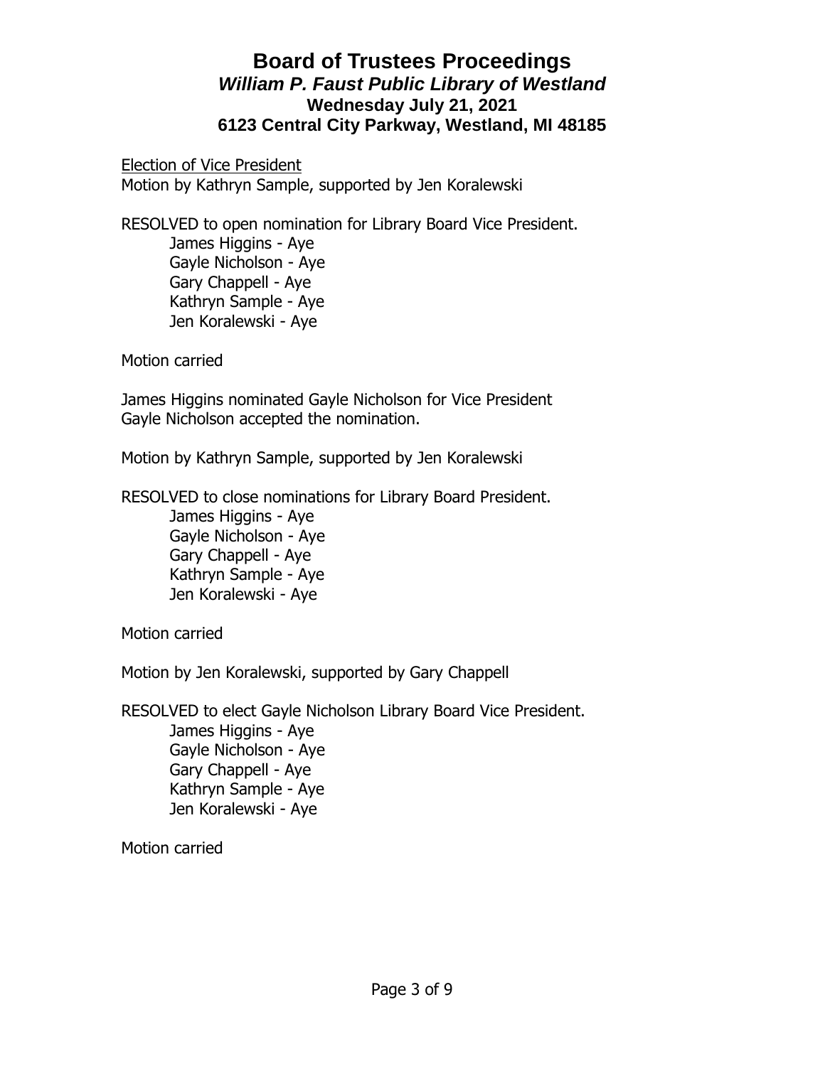# Board of Trustees Proceedings

## *William P. Faust Public Library of Westland*

**Wednesday July 21, 2021**

**6123 Central City Parkway, Westland, MI 48185**

Election of Vice President

Motion by Kathryn Sample, supported by Jen Koralewski

RESOLVED to open nomination for Library Board Vice President.

- James Higgins - Aye
- Gayle Nicholson - Aye
- Gary Chappell - Aye
- Kathryn Sample - Aye
- Jen Koralewski - Aye

Motion carried

James Higgins nominated Gayle Nicholson for Vice President
Gayle Nicholson accepted the nomination.

Motion by Kathryn Sample, supported by Jen Koralewski

RESOLVED to close nominations for Library Board President.

- James Higgins - Aye
- Gayle Nicholson - Aye
- Gary Chappell - Aye
- Kathryn Sample - Aye
- Jen Koralewski - Aye

Motion carried

Motion by Jen Koralewski, supported by Gary Chappell

RESOLVED to elect Gayle Nicholson Library Board Vice President.

- James Higgins - Aye
- Gayle Nicholson - Aye
- Gary Chappell - Aye
- Kathryn Sample - Aye
- Jen Koralewski - Aye

Motion carried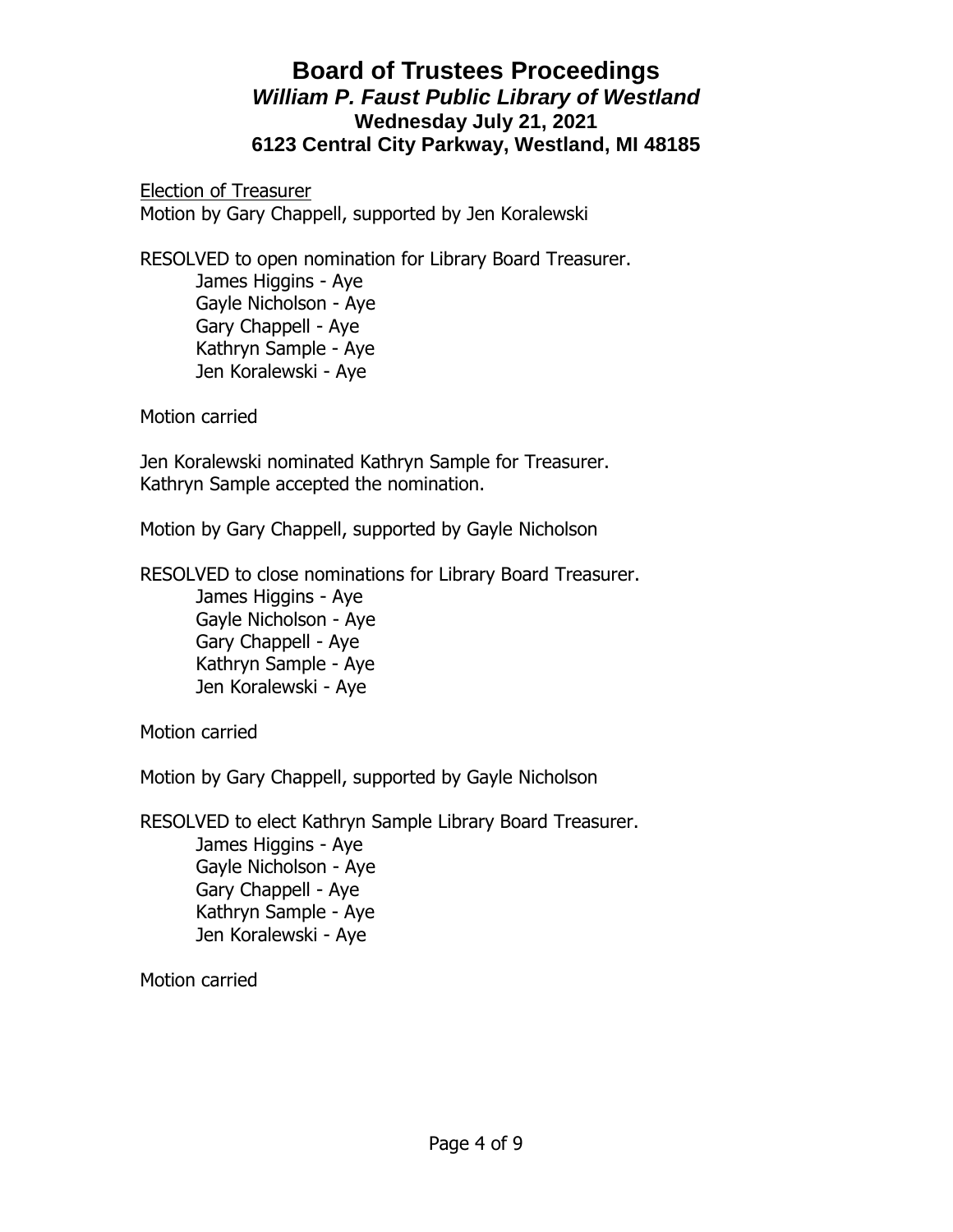# Board of Trustees Proceedings
## *William P. Faust Public Library of Westland*
### Wednesday July 21, 2021
### 6123 Central City Parkway, Westland, MI 48185

<u>Election of Treasurer</u>
Motion by Gary Chappell, supported by Jen Koralewski

RESOLVED to open nomination for Library Board Treasurer.

- James Higgins - Aye
- Gayle Nicholson - Aye
- Gary Chappell - Aye
- Kathryn Sample - Aye
- Jen Koralewski - Aye

Motion carried

Jen Koralewski nominated Kathryn Sample for Treasurer.
Kathryn Sample accepted the nomination.

Motion by Gary Chappell, supported by Gayle Nicholson

RESOLVED to close nominations for Library Board Treasurer.

- James Higgins - Aye
- Gayle Nicholson - Aye
- Gary Chappell - Aye
- Kathryn Sample - Aye
- Jen Koralewski - Aye

Motion carried

Motion by Gary Chappell, supported by Gayle Nicholson

RESOLVED to elect Kathryn Sample Library Board Treasurer.

- James Higgins - Aye
- Gayle Nicholson - Aye
- Gary Chappell - Aye
- Kathryn Sample - Aye
- Jen Koralewski - Aye

Motion carried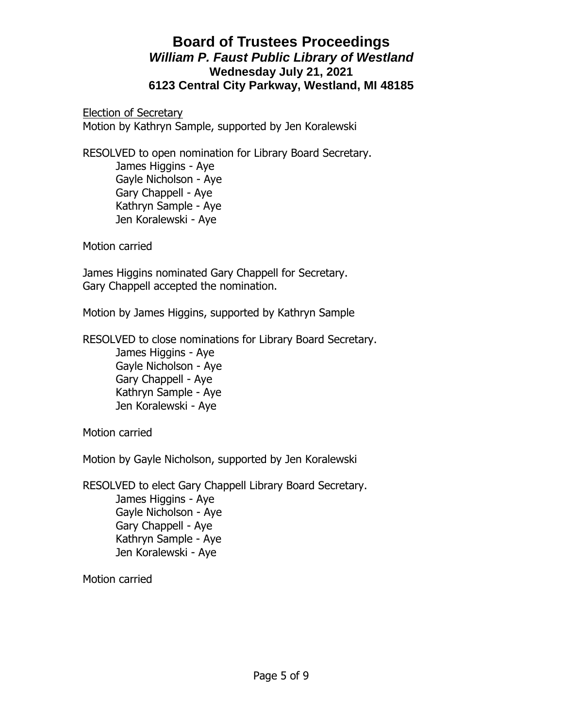# Board of Trustees Proceedings

### *William P. Faust Public Library of Westland*

**Wednesday July 21, 2021**

**6123 Central City Parkway, Westland, MI 48185**

<u>Election of Secretary</u>

Motion by Kathryn Sample, supported by Jen Koralewski

RESOLVED to open nomination for Library Board Secretary.

- James Higgins - Aye
- Gayle Nicholson - Aye
- Gary Chappell - Aye
- Kathryn Sample - Aye
- Jen Koralewski - Aye

Motion carried

James Higgins nominated Gary Chappell for Secretary.
Gary Chappell accepted the nomination.

Motion by James Higgins, supported by Kathryn Sample

RESOLVED to close nominations for Library Board Secretary.

- James Higgins - Aye
- Gayle Nicholson - Aye
- Gary Chappell - Aye
- Kathryn Sample - Aye
- Jen Koralewski - Aye

Motion carried

Motion by Gayle Nicholson, supported by Jen Koralewski

RESOLVED to elect Gary Chappell Library Board Secretary.

- James Higgins - Aye
- Gayle Nicholson - Aye
- Gary Chappell - Aye
- Kathryn Sample - Aye
- Jen Koralewski - Aye

Motion carried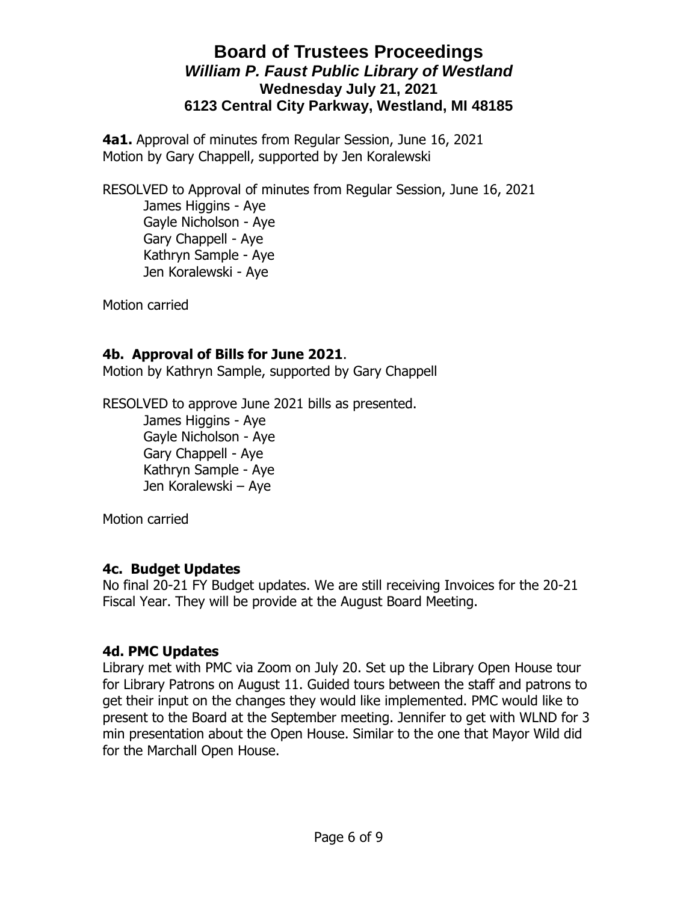# Board of Trustees Proceedings

***William P. Faust Public Library of Westland***

**Wednesday July 21, 2021**

**6123 Central City Parkway, Westland, MI 48185**

**4a1.** Approval of minutes from Regular Session, June 16, 2021
Motion by Gary Chappell, supported by Jen Koralewski

RESOLVED to Approval of minutes from Regular Session, June 16, 2021

James Higgins - Aye
Gayle Nicholson - Aye
Gary Chappell - Aye
Kathryn Sample - Aye
Jen Koralewski - Aye

Motion carried

**4b. Approval of Bills for June 2021**.
Motion by Kathryn Sample, supported by Gary Chappell

RESOLVED to approve June 2021 bills as presented.

James Higgins - Aye
Gayle Nicholson - Aye
Gary Chappell - Aye
Kathryn Sample - Aye
Jen Koralewski – Aye

Motion carried

**4c. Budget Updates**
No final 20-21 FY Budget updates. We are still receiving Invoices for the 20-21 Fiscal Year. They will be provide at the August Board Meeting.

**4d. PMC Updates**
Library met with PMC via Zoom on July 20. Set up the Library Open House tour for Library Patrons on August 11. Guided tours between the staff and patrons to get their input on the changes they would like implemented. PMC would like to present to the Board at the September meeting. Jennifer to get with WLND for 3 min presentation about the Open House. Similar to the one that Mayor Wild did for the Marchall Open House.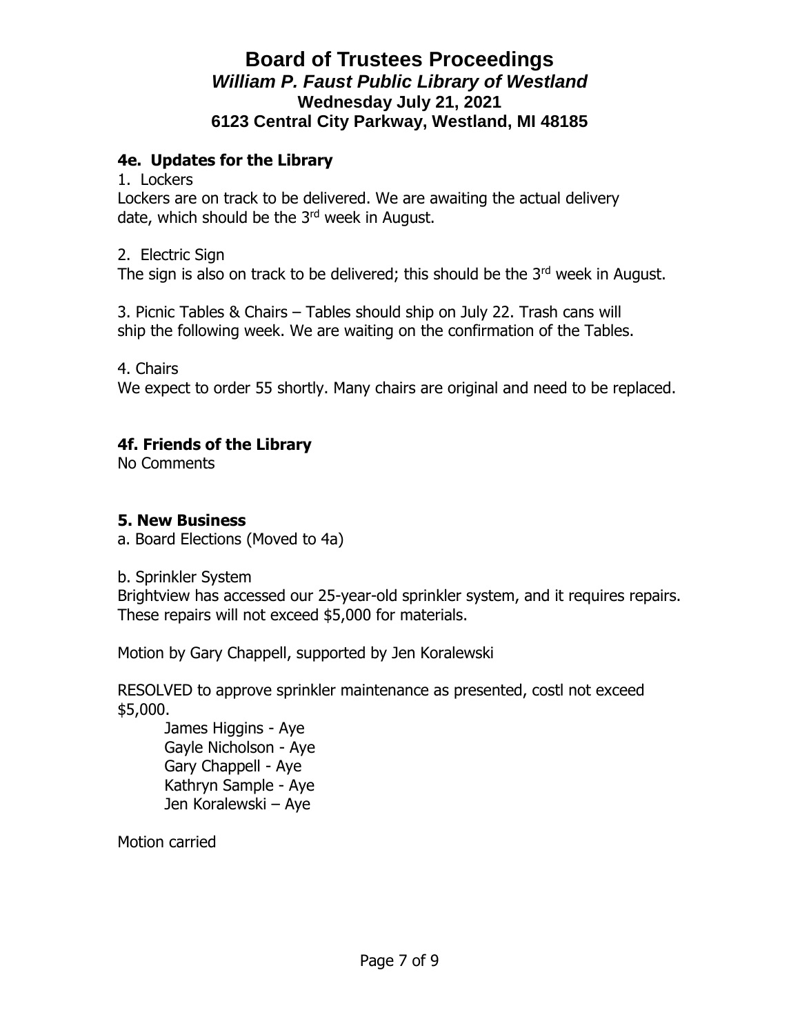# Board of Trustees Proceedings
## *William P. Faust Public Library of Westland*
### Wednesday July 21, 2021
### 6123 Central City Parkway, Westland, MI 48185

**4e. Updates for the Library**

1. Lockers

Lockers are on track to be delivered. We are awaiting the actual delivery date, which should be the 3rd week in August.

2. Electric Sign

The sign is also on track to be delivered; this should be the 3rd week in August.

3. Picnic Tables & Chairs – Tables should ship on July 22. Trash cans will ship the following week. We are waiting on the confirmation of the Tables.

4. Chairs

We expect to order 55 shortly. Many chairs are original and need to be replaced.

**4f. Friends of the Library**

No Comments

**5. New Business**

a. Board Elections (Moved to 4a)

b. Sprinkler System

Brightview has accessed our 25-year-old sprinkler system, and it requires repairs. These repairs will not exceed $5,000 for materials.

Motion by Gary Chappell, supported by Jen Koralewski

RESOLVED to approve sprinkler maintenance as presented, costl not exceed $5,000.

James Higgins - Aye
Gayle Nicholson - Aye
Gary Chappell - Aye
Kathryn Sample - Aye
Jen Koralewski – Aye

Motion carried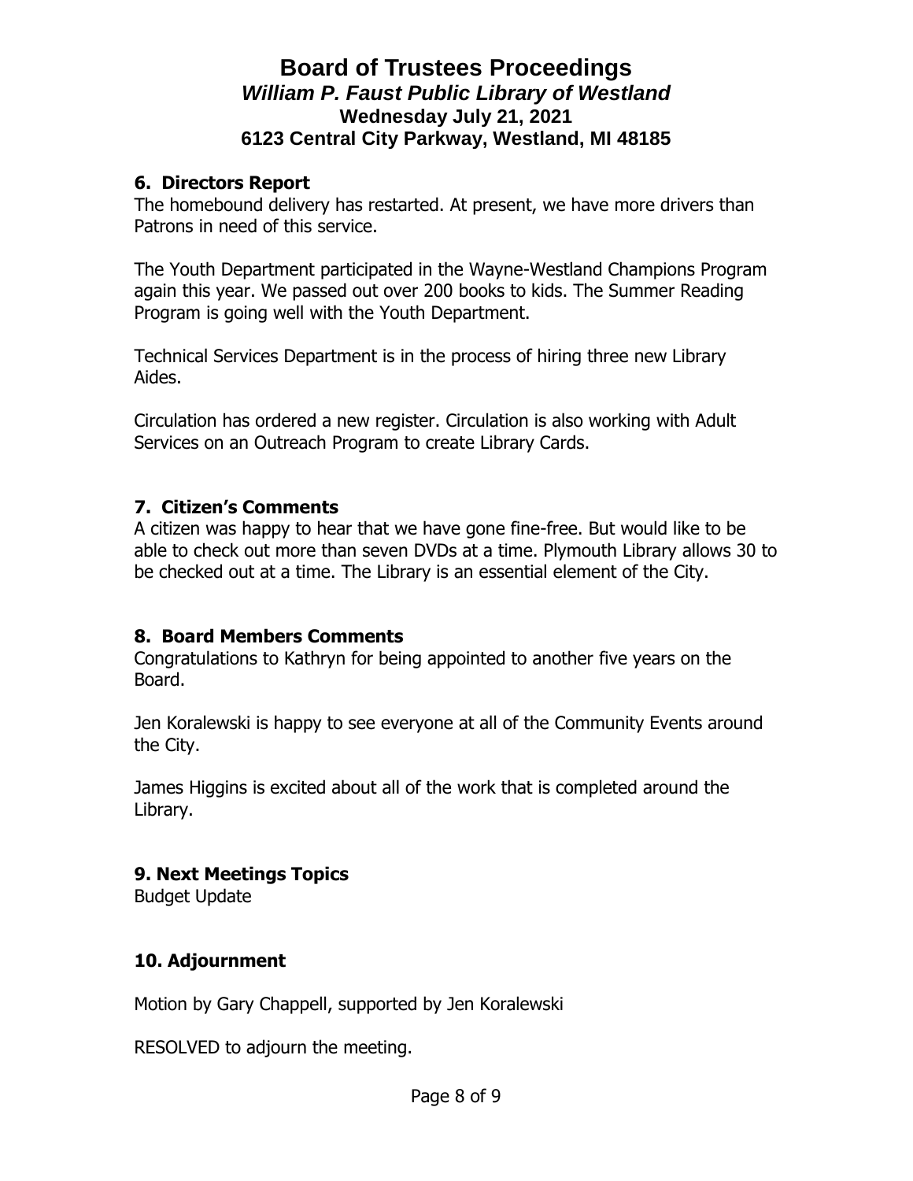# Board of Trustees Proceedings

## *William P. Faust Public Library of Westland*

### Wednesday July 21, 2021

### 6123 Central City Parkway, Westland, MI 48185

**6. Directors Report**

The homebound delivery has restarted. At present, we have more drivers than Patrons in need of this service.

The Youth Department participated in the Wayne-Westland Champions Program again this year. We passed out over 200 books to kids. The Summer Reading Program is going well with the Youth Department.

Technical Services Department is in the process of hiring three new Library Aides.

Circulation has ordered a new register. Circulation is also working with Adult Services on an Outreach Program to create Library Cards.

**7. Citizen's Comments**

A citizen was happy to hear that we have gone fine-free. But would like to be able to check out more than seven DVDs at a time. Plymouth Library allows 30 to be checked out at a time. The Library is an essential element of the City.

**8. Board Members Comments**

Congratulations to Kathryn for being appointed to another five years on the Board.

Jen Koralewski is happy to see everyone at all of the Community Events around the City.

James Higgins is excited about all of the work that is completed around the Library.

**9. Next Meetings Topics**

Budget Update

**10. Adjournment**

Motion by Gary Chappell, supported by Jen Koralewski

RESOLVED to adjourn the meeting.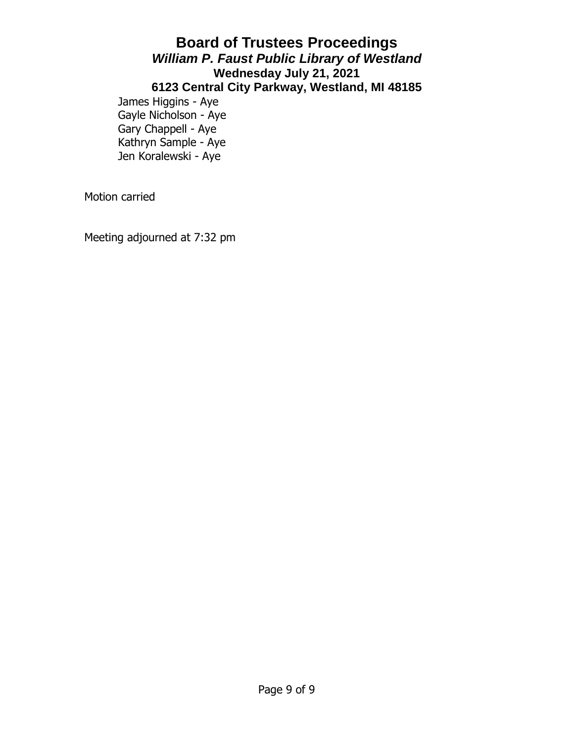James Higgins - Aye
Gayle Nicholson - Aye
Gary Chappell - Aye
Kathryn Sample - Aye
Jen Koralewski - Aye

Motion carried

Meeting adjourned at 7:32 pm